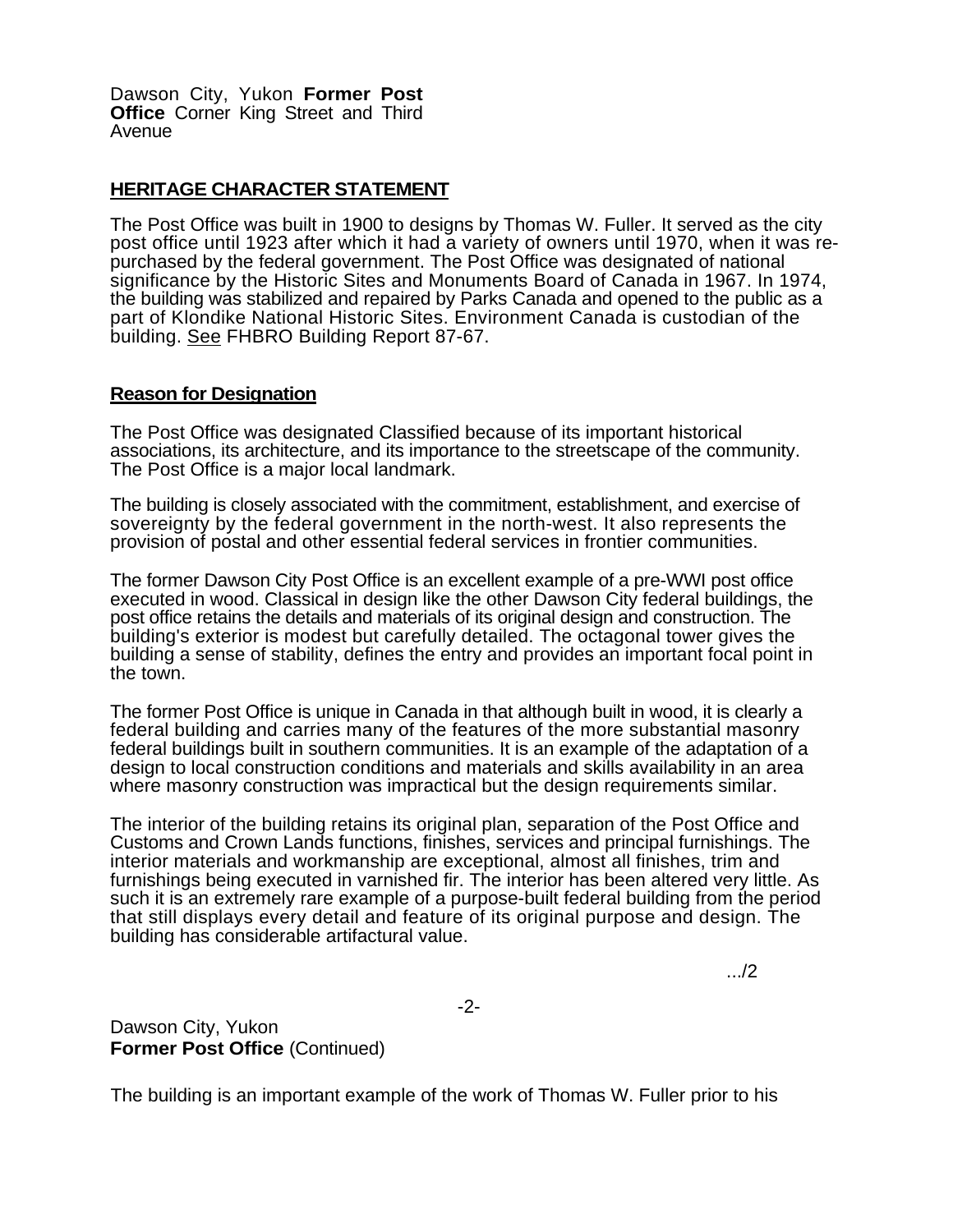Dawson City, Yukon **Former Post Office** Corner King Street and Third Avenue

## HERITAGE CHARACTER STATEMENT

The Post Office was built in 1900 to designs by Thomas W. Fuller. It served as the city post office until 1923 after which it had a variety of owners until 1970, when it was re-purchased by the federal government. The Post Office was designated of national significance by the Historic Sites and Monuments Board of Canada in 1967. In 1974, the building was stabilized and repaired by Parks Canada and opened to the public as a part of Klondike National Historic Sites. Environment Canada is custodian of the building. See FHBRO Building Report 87-67.

### Reason for Designation

The Post Office was designated Classified because of its important historical associations, its architecture, and its importance to the streetscape of the community. The Post Office is a major local landmark.

The building is closely associated with the commitment, establishment, and exercise of sovereignty by the federal government in the north-west. It also represents the provision of postal and other essential federal services in frontier communities.

The former Dawson City Post Office is an excellent example of a pre-WWI post office executed in wood. Classical in design like the other Dawson City federal buildings, the post office retains the details and materials of its original design and construction. The building's exterior is modest but carefully detailed. The octagonal tower gives the building a sense of stability, defines the entry and provides an important focal point in the town.

The former Post Office is unique in Canada in that although built in wood, it is clearly a federal building and carries many of the features of the more substantial masonry federal buildings built in southern communities. It is an example of the adaptation of a design to local construction conditions and materials and skills availability in an area where masonry construction was impractical but the design requirements similar.

The interior of the building retains its original plan, separation of the Post Office and Customs and Crown Lands functions, finishes, services and principal furnishings. The interior materials and workmanship are exceptional, almost all finishes, trim and furnishings being executed in varnished fir. The interior has been altered very little. As such it is an extremely rare example of a purpose-built federal building from the period that still displays every detail and feature of its original purpose and design. The building has considerable artifactural value.

.../2

Dawson City, Yukon
**Former Post Office** (Continued)

The building is an important example of the work of Thomas W. Fuller prior to his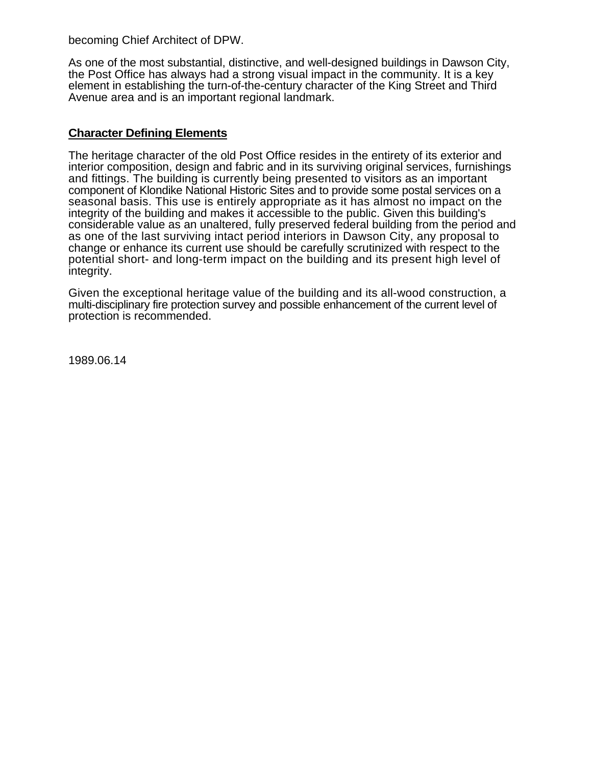becoming Chief Architect of DPW.

As one of the most substantial, distinctive, and well-designed buildings in Dawson City, the Post Office has always had a strong visual impact in the community. It is a key element in establishing the turn-of-the-century character of the King Street and Third Avenue area and is an important regional landmark.

## Character Defining Elements

The heritage character of the old Post Office resides in the entirety of its exterior and interior composition, design and fabric and in its surviving original services, furnishings and fittings. The building is currently being presented to visitors as an important component of Klondike National Historic Sites and to provide some postal services on a seasonal basis. This use is entirely appropriate as it has almost no impact on the integrity of the building and makes it accessible to the public. Given this building's considerable value as an unaltered, fully preserved federal building from the period and as one of the last surviving intact period interiors in Dawson City, any proposal to change or enhance its current use should be carefully scrutinized with respect to the potential short- and long-term impact on the building and its present high level of integrity.

Given the exceptional heritage value of the building and its all-wood construction, a multi-disciplinary fire protection survey and possible enhancement of the current level of protection is recommended.

1989.06.14